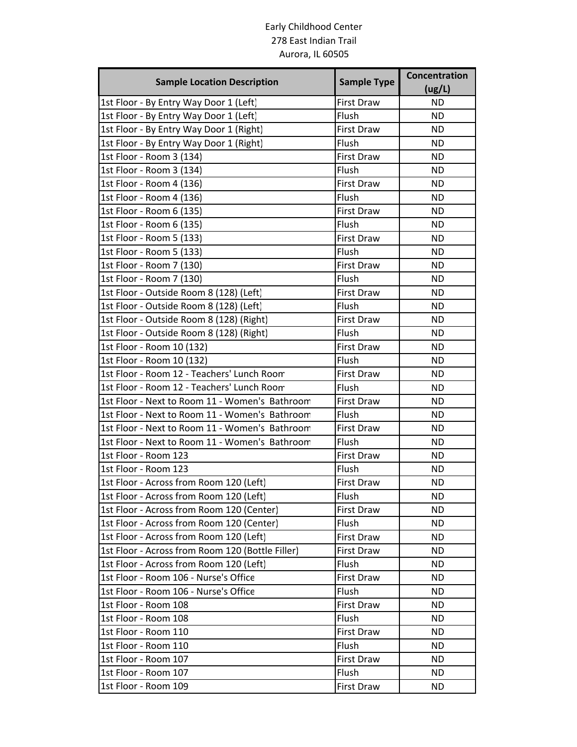Early Childhood Center
278 East Indian Trail
Aurora, IL 60505

| Sample Location Description | Sample Type | Concentration (ug/L) |
| --- | --- | --- |
| 1st Floor - By Entry Way Door 1 (Left) | First Draw | ND |
| 1st Floor - By Entry Way Door 1 (Left) | Flush | ND |
| 1st Floor - By Entry Way Door 1 (Right) | First Draw | ND |
| 1st Floor - By Entry Way Door 1 (Right) | Flush | ND |
| 1st Floor - Room 3 (134) | First Draw | ND |
| 1st Floor - Room 3 (134) | Flush | ND |
| 1st Floor - Room 4 (136) | First Draw | ND |
| 1st Floor - Room 4 (136) | Flush | ND |
| 1st Floor - Room 6 (135) | First Draw | ND |
| 1st Floor - Room 6 (135) | Flush | ND |
| 1st Floor - Room 5 (133) | First Draw | ND |
| 1st Floor - Room 5 (133) | Flush | ND |
| 1st Floor - Room 7 (130) | First Draw | ND |
| 1st Floor - Room 7 (130) | Flush | ND |
| 1st Floor - Outside Room 8 (128) (Left) | First Draw | ND |
| 1st Floor - Outside Room 8 (128) (Left) | Flush | ND |
| 1st Floor - Outside Room 8 (128) (Right) | First Draw | ND |
| 1st Floor - Outside Room 8 (128) (Right) | Flush | ND |
| 1st Floor - Room 10 (132) | First Draw | ND |
| 1st Floor - Room 10 (132) | Flush | ND |
| 1st Floor - Room 12 - Teachers' Lunch Room | First Draw | ND |
| 1st Floor - Room 12 - Teachers' Lunch Room | Flush | ND |
| 1st Floor - Next to Room 11 - Women's Bathroom | First Draw | ND |
| 1st Floor - Next to Room 11 - Women's Bathroom | Flush | ND |
| 1st Floor - Next to Room 11 - Women's Bathroom | First Draw | ND |
| 1st Floor - Next to Room 11 - Women's Bathroom | Flush | ND |
| 1st Floor - Room 123 | First Draw | ND |
| 1st Floor - Room 123 | Flush | ND |
| 1st Floor - Across from Room 120 (Left) | First Draw | ND |
| 1st Floor - Across from Room 120 (Left) | Flush | ND |
| 1st Floor - Across from Room 120 (Center) | First Draw | ND |
| 1st Floor - Across from Room 120 (Center) | Flush | ND |
| 1st Floor - Across from Room 120 (Left) | First Draw | ND |
| 1st Floor - Across from Room 120 (Bottle Filler) | First Draw | ND |
| 1st Floor - Across from Room 120 (Left) | Flush | ND |
| 1st Floor - Room 106 - Nurse's Office | First Draw | ND |
| 1st Floor - Room 106 - Nurse's Office | Flush | ND |
| 1st Floor - Room 108 | First Draw | ND |
| 1st Floor - Room 108 | Flush | ND |
| 1st Floor - Room 110 | First Draw | ND |
| 1st Floor - Room 110 | Flush | ND |
| 1st Floor - Room 107 | First Draw | ND |
| 1st Floor - Room 107 | Flush | ND |
| 1st Floor - Room 109 | First Draw | ND |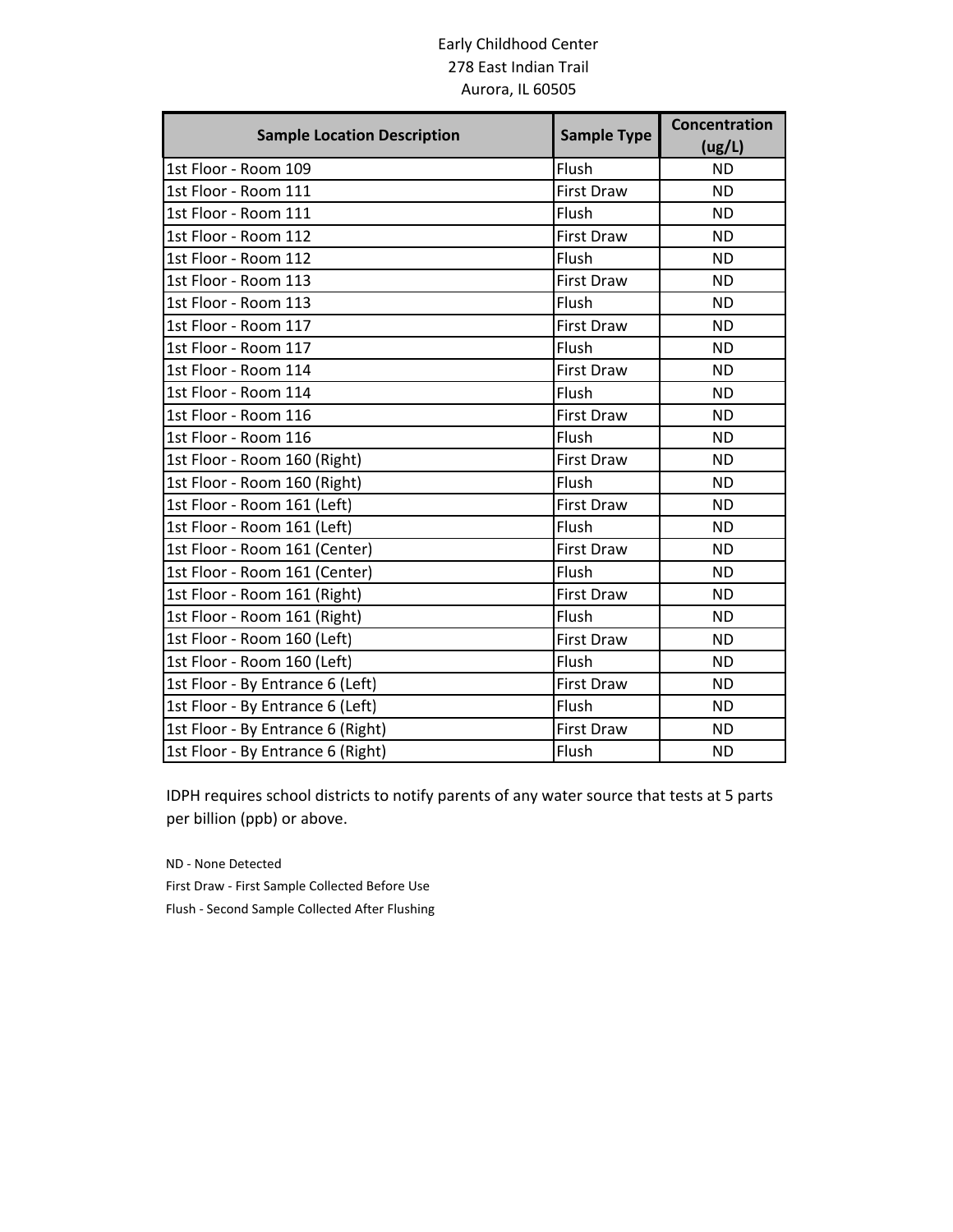Early Childhood Center
278 East Indian Trail
Aurora, IL 60505

| Sample Location Description | Sample Type | Concentration (ug/L) |
|---|---|---|
| 1st Floor - Room 109 | Flush | ND |
| 1st Floor - Room 111 | First Draw | ND |
| 1st Floor - Room 111 | Flush | ND |
| 1st Floor - Room 112 | First Draw | ND |
| 1st Floor - Room 112 | Flush | ND |
| 1st Floor - Room 113 | First Draw | ND |
| 1st Floor - Room 113 | Flush | ND |
| 1st Floor - Room 117 | First Draw | ND |
| 1st Floor - Room 117 | Flush | ND |
| 1st Floor - Room 114 | First Draw | ND |
| 1st Floor - Room 114 | Flush | ND |
| 1st Floor - Room 116 | First Draw | ND |
| 1st Floor - Room 116 | Flush | ND |
| 1st Floor - Room 160 (Right) | First Draw | ND |
| 1st Floor - Room 160 (Right) | Flush | ND |
| 1st Floor - Room 161 (Left) | First Draw | ND |
| 1st Floor - Room 161 (Left) | Flush | ND |
| 1st Floor - Room 161 (Center) | First Draw | ND |
| 1st Floor - Room 161 (Center) | Flush | ND |
| 1st Floor - Room 161 (Right) | First Draw | ND |
| 1st Floor - Room 161 (Right) | Flush | ND |
| 1st Floor - Room 160 (Left) | First Draw | ND |
| 1st Floor - Room 160 (Left) | Flush | ND |
| 1st Floor - By Entrance 6 (Left) | First Draw | ND |
| 1st Floor - By Entrance 6 (Left) | Flush | ND |
| 1st Floor - By Entrance 6 (Right) | First Draw | ND |
| 1st Floor - By Entrance 6 (Right) | Flush | ND |

IDPH requires school districts to notify parents of any water source that tests at 5 parts per billion (ppb) or above.

ND - None Detected

First Draw - First Sample Collected Before Use

Flush - Second Sample Collected After Flushing